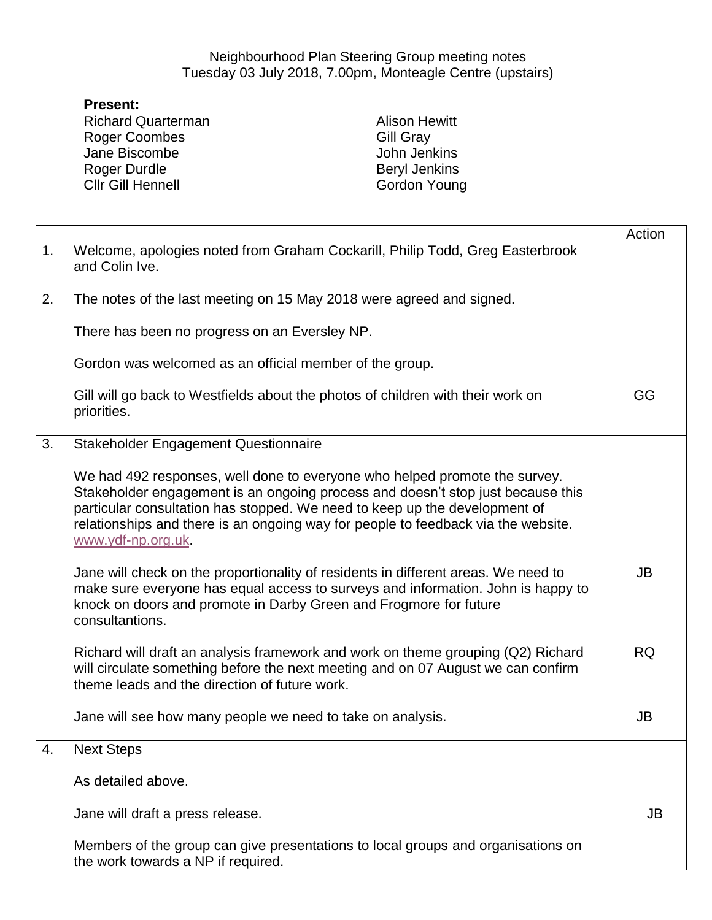Neighbourhood Plan Steering Group meeting notes
Tuesday 03 July 2018, 7.00pm, Monteagle Centre (upstairs)

**Present:**

| | |
|---|---|
| Richard Quarterman | Alison Hewitt |
| Roger Coombes | Gill Gray |
| Jane Biscombe | John Jenkins |
| Roger Durdle | Beryl Jenkins |
| Cllr Gill Hennell | Gordon Young |

| | | Action |
|---|---|---|
| 1. | Welcome, apologies noted from Graham Cockarill, Philip Todd, Greg Easterbrook and Colin Ive. | |
| 2. | The notes of the last meeting on 15 May 2018 were agreed and signed.<br><br>There has been no progress on an Eversley NP.<br><br>Gordon was welcomed as an official member of the group.<br><br>Gill will go back to Westfields about the photos of children with their work on priorities. | GG |
| 3. | Stakeholder Engagement Questionnaire<br><br>We had 492 responses, well done to everyone who helped promote the survey. Stakeholder engagement is an ongoing process and doesn't stop just because this particular consultation has stopped. We need to keep up the development of relationships and there is an ongoing way for people to feedback via the website. www.ydf-np.org.uk.<br><br>Jane will check on the proportionality of residents in different areas. We need to make sure everyone has equal access to surveys and information. John is happy to knock on doors and promote in Darby Green and Frogmore for future consultantions.<br><br>Richard will draft an analysis framework and work on theme grouping (Q2) Richard will circulate something before the next meeting and on 07 August we can confirm theme leads and the direction of future work.<br><br>Jane will see how many people we need to take on analysis. | JB<br><br>RQ<br><br>JB |
| 4. | Next Steps<br><br>As detailed above.<br><br>Jane will draft a press release.<br><br>Members of the group can give presentations to local groups and organisations on the work towards a NP if required. | JB |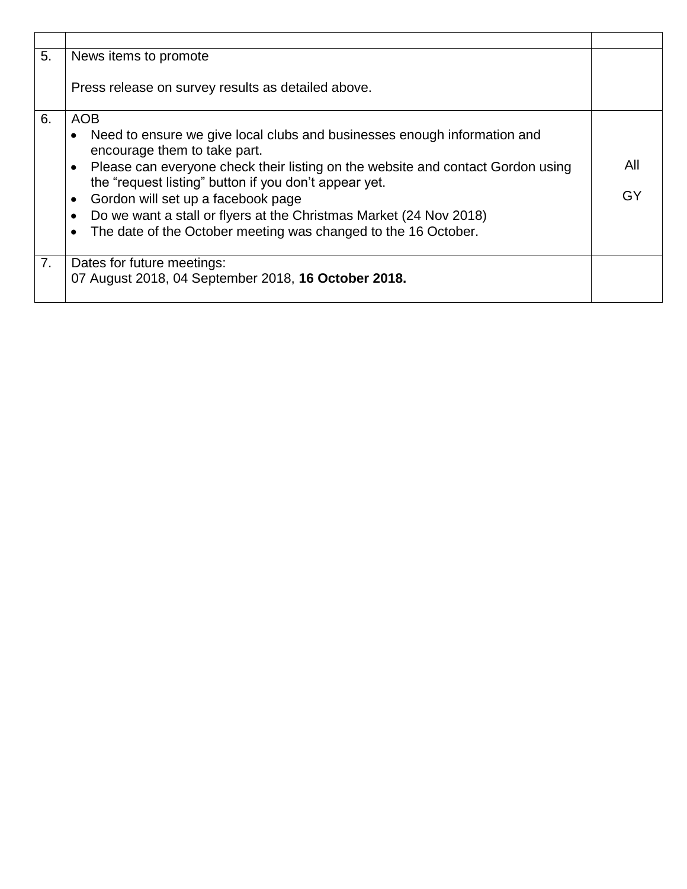| | | |
|---|---|---|
| 5. | News items to promote<br><br>Press release on survey results as detailed above. | |
| 6. | AOB<br>• Need to ensure we give local clubs and businesses enough information and encourage them to take part.<br>• Please can everyone check their listing on the website and contact Gordon using the "request listing" button if you don't appear yet.<br>• Gordon will set up a facebook page<br>• Do we want a stall or flyers at the Christmas Market (24 Nov 2018)<br>• The date of the October meeting was changed to the 16 October. | All<br><br>GY |
| 7. | Dates for future meetings:<br>07 August 2018, 04 September 2018, **16 October 2018.** | |